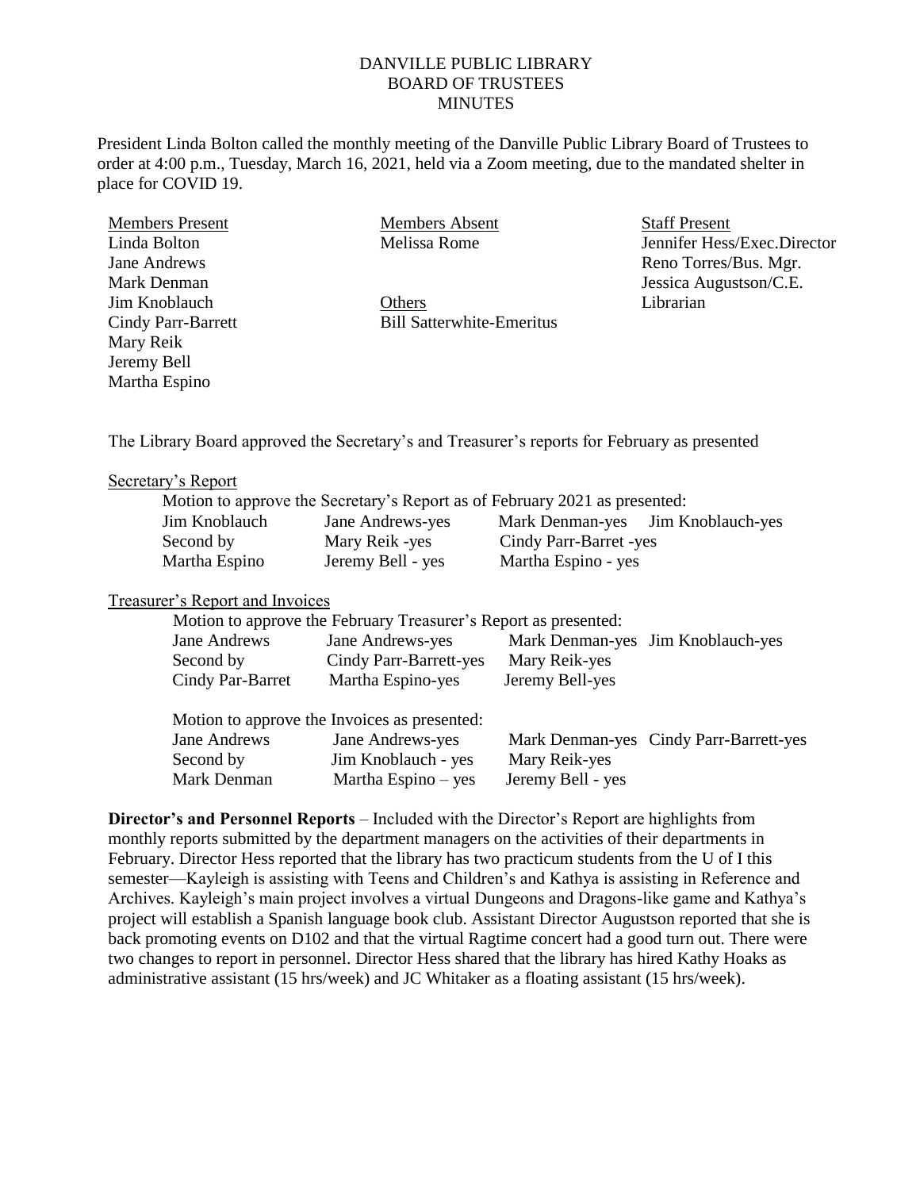# DANVILLE PUBLIC LIBRARY
## BOARD OF TRUSTEES
## MINUTES

President Linda Bolton called the monthly meeting of the Danville Public Library Board of Trustees to order at 4:00 p.m., Tuesday, March 16, 2021, held via a Zoom meeting, due to the mandated shelter in place for COVID 19.

| Members Present | Members Absent | Staff Present |
|---|---|---|
| Linda Bolton | Melissa Rome | Jennifer Hess/Exec.Director |
| Jane Andrews | | Reno Torres/Bus. Mgr. |
| Mark Denman | | Jessica Augustson/C.E. |
| Jim Knoblauch | Others | Librarian |
| Cindy Parr-Barrett | Bill Satterwhite-Emeritus | |
| Mary Reik | | |
| Jeremy Bell | | |
| Martha Espino | | |

The Library Board approved the Secretary's and Treasurer's reports for February as presented

Secretary's Report

Motion to approve the Secretary's Report as of February 2021 as presented:

| | | | |
|---|---|---|---|
| Jim Knoblauch | Jane Andrews-yes | Mark Denman-yes | Jim Knoblauch-yes |
| Second by | Mary Reik -yes | Cindy Parr-Barret -yes | |
| Martha Espino | Jeremy Bell - yes | Martha Espino - yes | |

Treasurer's Report and Invoices

Motion to approve the February Treasurer's Report as presented:

| | | | |
|---|---|---|---|
| Jane Andrews | Jane Andrews-yes | Mark Denman-yes | Jim Knoblauch-yes |
| Second by | Cindy Parr-Barrett-yes | Mary Reik-yes | |
| Cindy Par-Barret | Martha Espino-yes | Jeremy Bell-yes | |

Motion to approve the Invoices as presented:

| | | | |
|---|---|---|---|
| Jane Andrews | Jane Andrews-yes | Mark Denman-yes | Cindy Parr-Barrett-yes |
| Second by | Jim Knoblauch - yes | Mary Reik-yes | |
| Mark Denman | Martha Espino – yes | Jeremy Bell - yes | |

**Director's and Personnel Reports** – Included with the Director's Report are highlights from monthly reports submitted by the department managers on the activities of their departments in February. Director Hess reported that the library has two practicum students from the U of I this semester—Kayleigh is assisting with Teens and Children's and Kathya is assisting in Reference and Archives. Kayleigh's main project involves a virtual Dungeons and Dragons-like game and Kathya's project will establish a Spanish language book club. Assistant Director Augustson reported that she is back promoting events on D102 and that the virtual Ragtime concert had a good turn out. There were two changes to report in personnel. Director Hess shared that the library has hired Kathy Hoaks as administrative assistant (15 hrs/week) and JC Whitaker as a floating assistant (15 hrs/week).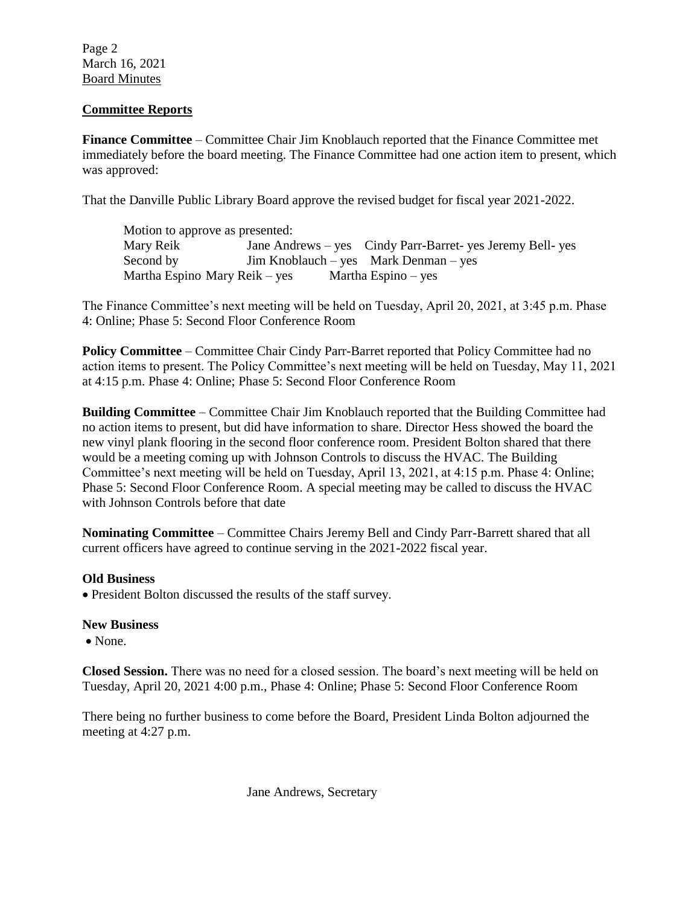## Committee Reports

**Finance Committee** – Committee Chair Jim Knoblauch reported that the Finance Committee met immediately before the board meeting. The Finance Committee had one action item to present, which was approved:

That the Danville Public Library Board approve the revised budget for fiscal year 2021-2022.

| | | |
|---|---|---|
| Motion to approve as presented: | | |
| Mary Reik | Jane Andrews – yes | Cindy Parr-Barret- yes Jeremy Bell- yes |
| Second by | Jim Knoblauch – yes | Mark Denman – yes |
| Martha Espino | Mary Reik – yes | Martha Espino – yes |

The Finance Committee's next meeting will be held on Tuesday, April 20, 2021, at 3:45 p.m. Phase 4: Online; Phase 5: Second Floor Conference Room

**Policy Committee** – Committee Chair Cindy Parr-Barret reported that Policy Committee had no action items to present. The Policy Committee's next meeting will be held on Tuesday, May 11, 2021 at 4:15 p.m. Phase 4: Online; Phase 5: Second Floor Conference Room

**Building Committee** – Committee Chair Jim Knoblauch reported that the Building Committee had no action items to present, but did have information to share. Director Hess showed the board the new vinyl plank flooring in the second floor conference room. President Bolton shared that there would be a meeting coming up with Johnson Controls to discuss the HVAC. The Building Committee's next meeting will be held on Tuesday, April 13, 2021, at 4:15 p.m. Phase 4: Online; Phase 5: Second Floor Conference Room. A special meeting may be called to discuss the HVAC with Johnson Controls before that date

**Nominating Committee** – Committee Chairs Jeremy Bell and Cindy Parr-Barrett shared that all current officers have agreed to continue serving in the 2021-2022 fiscal year.

### Old Business

- President Bolton discussed the results of the staff survey.

### New Business

- None.

**Closed Session.** There was no need for a closed session. The board's next meeting will be held on Tuesday, April 20, 2021 4:00 p.m., Phase 4: Online; Phase 5: Second Floor Conference Room

There being no further business to come before the Board, President Linda Bolton adjourned the meeting at 4:27 p.m.

Jane Andrews, Secretary